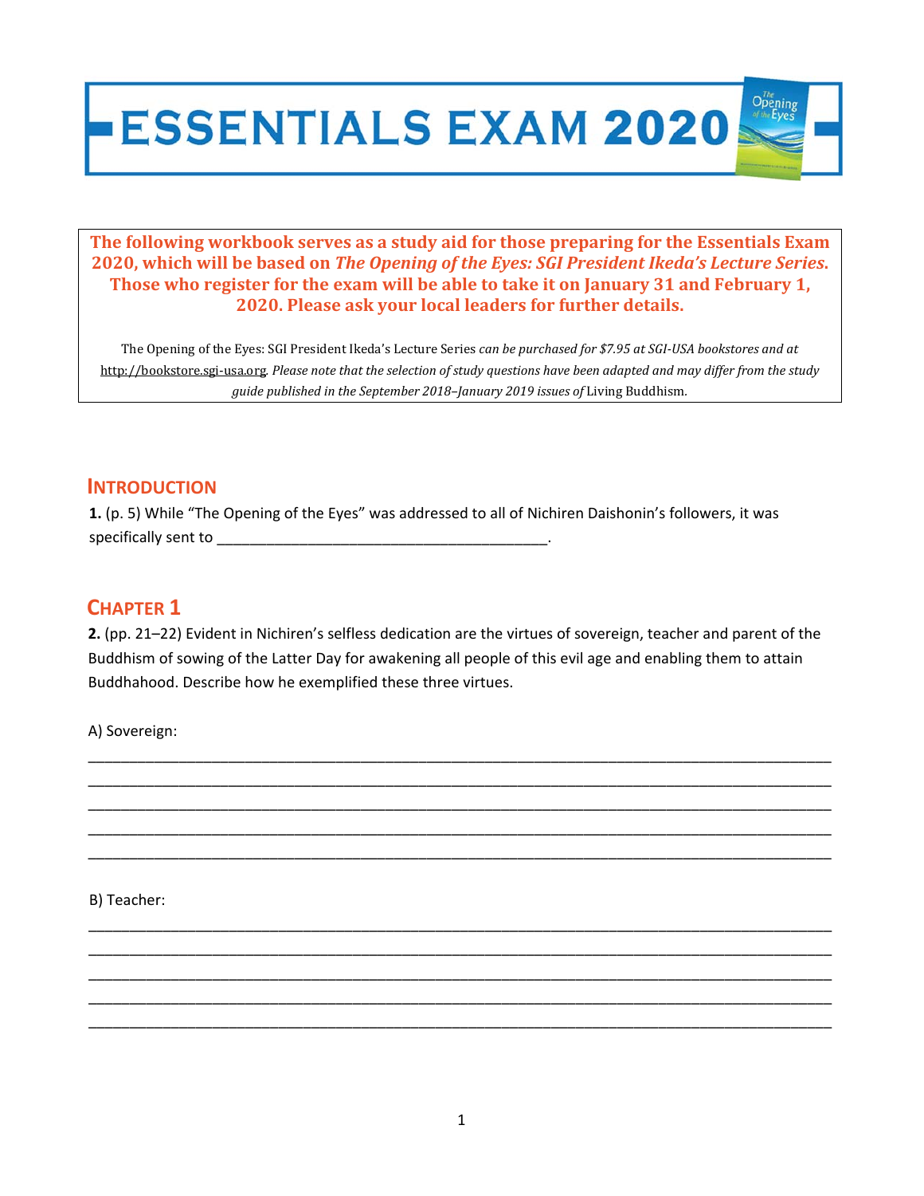# ESSENTIALS EXAM 2020

**The following workbook serves as a study aid for those preparing for the Essentials Exam 2020, which will be based on *The Opening of the Eyes: SGI President Ikeda's Lecture Series*. Those who register for the exam will be able to take it on January 31 and February 1, 2020. Please ask your local leaders for further details.**

The Opening of the Eyes: SGI President Ikeda's Lecture Series *can be purchased for $7.95 at SGI-USA bookstores and at* http://bookstore.sgi-usa.org. *Please note that the selection of study questions have been adapted and may differ from the study guide published in the September 2018–January 2019 issues of* Living Buddhism.

## INTRODUCTION

**1.** (p. 5) While "The Opening of the Eyes" was addressed to all of Nichiren Daishonin's followers, it was specifically sent to _________________________________________.

## CHAPTER 1

**2.** (pp. 21–22) Evident in Nichiren's selfless dedication are the virtues of sovereign, teacher and parent of the Buddhism of sowing of the Latter Day for awakening all people of this evil age and enabling them to attain Buddhahood. Describe how he exemplified these three virtues.

A) Sovereign:

_____________________________________________________________________________________
_____________________________________________________________________________________
_____________________________________________________________________________________
_____________________________________________________________________________________
_____________________________________________________________________________________

B) Teacher:

_____________________________________________________________________________________
_____________________________________________________________________________________
_____________________________________________________________________________________
_____________________________________________________________________________________
_____________________________________________________________________________________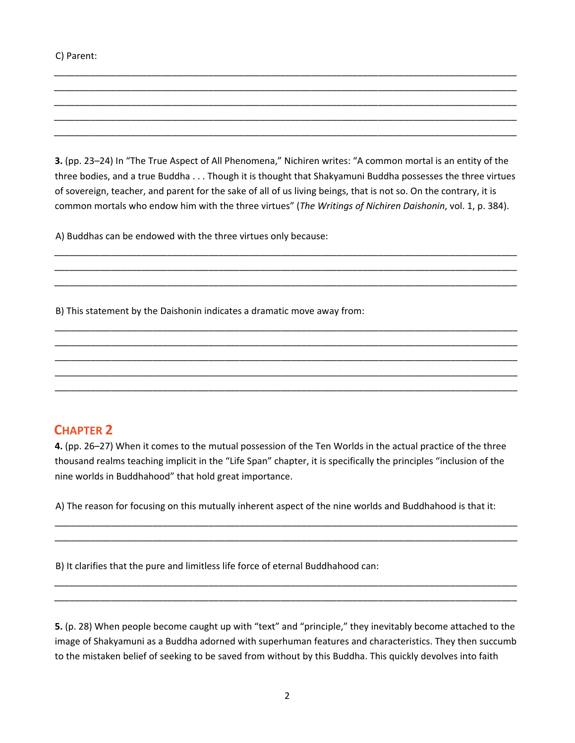C) Parent:

______________________________________________________________________________
______________________________________________________________________________
______________________________________________________________________________
______________________________________________________________________________
______________________________________________________________________________

**3.** (pp. 23–24) In "The True Aspect of All Phenomena," Nichiren writes: "A common mortal is an entity of the three bodies, and a true Buddha . . . Though it is thought that Shakyamuni Buddha possesses the three virtues of sovereign, teacher, and parent for the sake of all of us living beings, that is not so. On the contrary, it is common mortals who endow him with the three virtues" (*The Writings of Nichiren Daishonin*, vol. 1, p. 384).

A) Buddhas can be endowed with the three virtues only because:

______________________________________________________________________________
______________________________________________________________________________
______________________________________________________________________________

B) This statement by the Daishonin indicates a dramatic move away from:

______________________________________________________________________________
______________________________________________________________________________
______________________________________________________________________________
______________________________________________________________________________
______________________________________________________________________________

## CHAPTER 2

**4.** (pp. 26–27) When it comes to the mutual possession of the Ten Worlds in the actual practice of the three thousand realms teaching implicit in the "Life Span" chapter, it is specifically the principles "inclusion of the nine worlds in Buddhahood" that hold great importance.

A) The reason for focusing on this mutually inherent aspect of the nine worlds and Buddhahood is that it:

______________________________________________________________________________
______________________________________________________________________________

B) It clarifies that the pure and limitless life force of eternal Buddhahood can:

______________________________________________________________________________
______________________________________________________________________________

**5.** (p. 28) When people become caught up with "text" and "principle," they inevitably become attached to the image of Shakyamuni as a Buddha adorned with superhuman features and characteristics. They then succumb to the mistaken belief of seeking to be saved from without by this Buddha. This quickly devolves into faith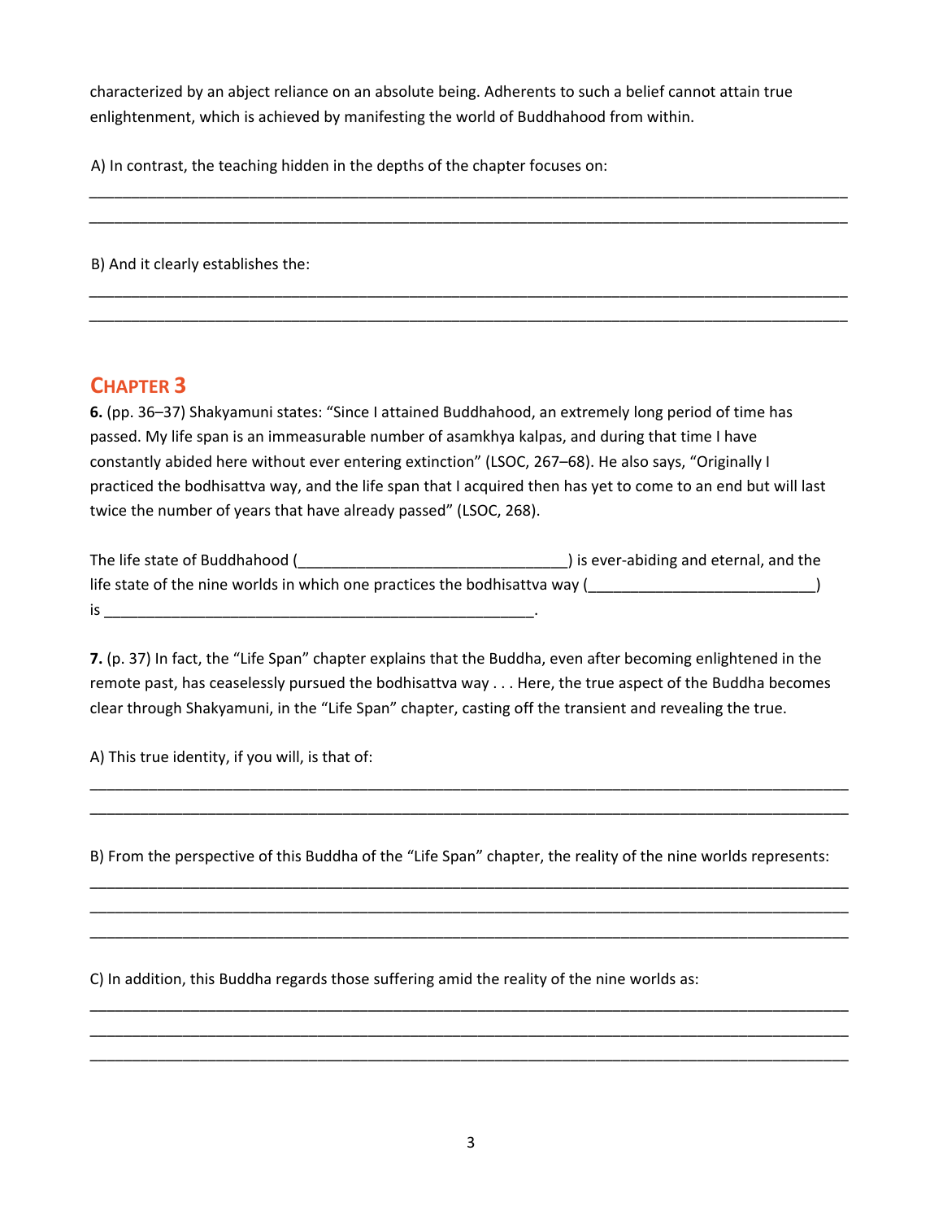characterized by an abject reliance on an absolute being. Adherents to such a belief cannot attain true enlightenment, which is achieved by manifesting the world of Buddhahood from within.

A) In contrast, the teaching hidden in the depths of the chapter focuses on:

_______________________________________________________________________________________
_______________________________________________________________________________________

B) And it clearly establishes the:

_______________________________________________________________________________________
_______________________________________________________________________________________

## CHAPTER 3

**6.** (pp. 36–37) Shakyamuni states: "Since I attained Buddhahood, an extremely long period of time has passed. My life span is an immeasurable number of asamkhya kalpas, and during that time I have constantly abided here without ever entering extinction" (LSOC, 267–68). He also says, "Originally I practiced the bodhisattva way, and the life span that I acquired then has yet to come to an end but will last twice the number of years that have already passed" (LSOC, 268).

The life state of Buddhahood (_______________________________) is ever-abiding and eternal, and the life state of the nine worlds in which one practices the bodhisattva way (__________________________) is _________________________________________________.

**7.** (p. 37) In fact, the "Life Span" chapter explains that the Buddha, even after becoming enlightened in the remote past, has ceaselessly pursued the bodhisattva way . . . Here, the true aspect of the Buddha becomes clear through Shakyamuni, in the "Life Span" chapter, casting off the transient and revealing the true.

A) This true identity, if you will, is that of:

_______________________________________________________________________________________
_______________________________________________________________________________________

B) From the perspective of this Buddha of the "Life Span" chapter, the reality of the nine worlds represents:

_______________________________________________________________________________________
_______________________________________________________________________________________
_______________________________________________________________________________________

C) In addition, this Buddha regards those suffering amid the reality of the nine worlds as:

_______________________________________________________________________________________
_______________________________________________________________________________________
_______________________________________________________________________________________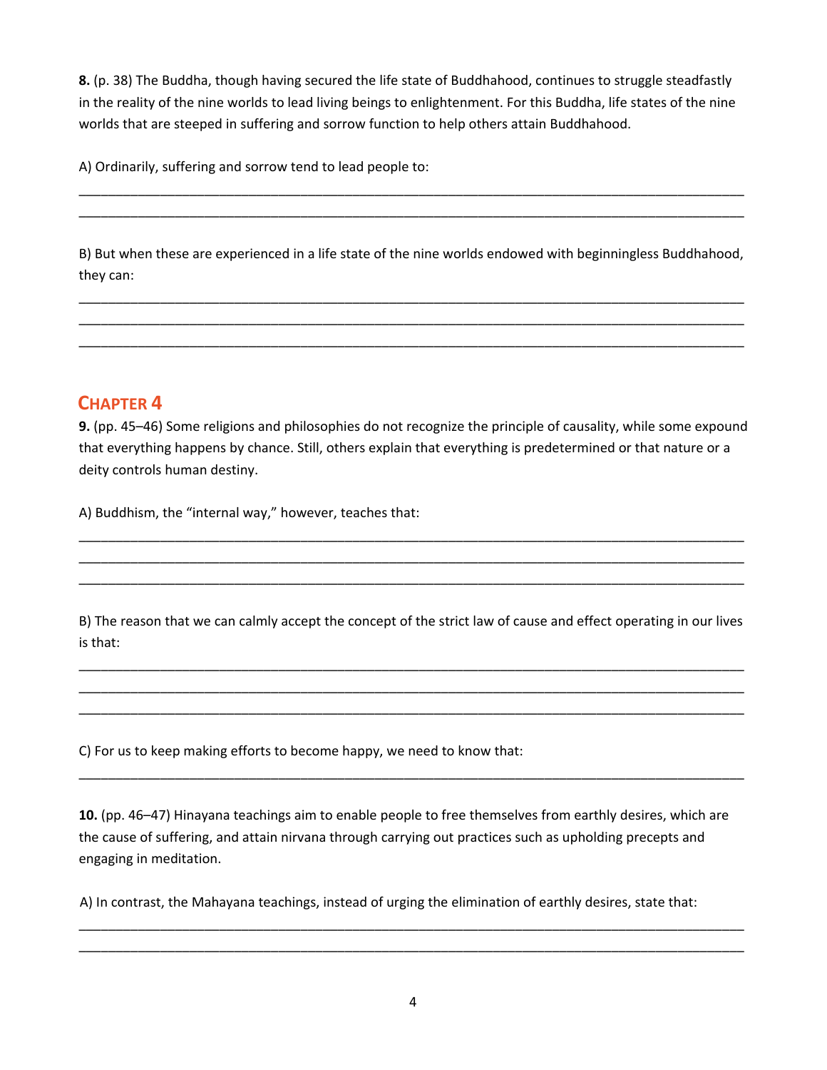**8.** (p. 38) The Buddha, though having secured the life state of Buddhahood, continues to struggle steadfastly in the reality of the nine worlds to lead living beings to enlightenment. For this Buddha, life states of the nine worlds that are steeped in suffering and sorrow function to help others attain Buddhahood.

A) Ordinarily, suffering and sorrow tend to lead people to:

\_\_\_\_\_\_\_\_\_\_\_\_\_\_\_\_\_\_\_\_\_\_\_\_\_\_\_\_\_\_\_\_\_\_\_\_\_\_\_\_\_\_\_\_\_\_\_\_\_\_\_\_\_\_\_\_\_\_\_\_\_\_\_\_\_\_\_\_\_\_\_\_\_\_\_\_\_\_

\_\_\_\_\_\_\_\_\_\_\_\_\_\_\_\_\_\_\_\_\_\_\_\_\_\_\_\_\_\_\_\_\_\_\_\_\_\_\_\_\_\_\_\_\_\_\_\_\_\_\_\_\_\_\_\_\_\_\_\_\_\_\_\_\_\_\_\_\_\_\_\_\_\_\_\_\_\_

B) But when these are experienced in a life state of the nine worlds endowed with beginningless Buddhahood, they can:

\_\_\_\_\_\_\_\_\_\_\_\_\_\_\_\_\_\_\_\_\_\_\_\_\_\_\_\_\_\_\_\_\_\_\_\_\_\_\_\_\_\_\_\_\_\_\_\_\_\_\_\_\_\_\_\_\_\_\_\_\_\_\_\_\_\_\_\_\_\_\_\_\_\_\_\_\_\_

\_\_\_\_\_\_\_\_\_\_\_\_\_\_\_\_\_\_\_\_\_\_\_\_\_\_\_\_\_\_\_\_\_\_\_\_\_\_\_\_\_\_\_\_\_\_\_\_\_\_\_\_\_\_\_\_\_\_\_\_\_\_\_\_\_\_\_\_\_\_\_\_\_\_\_\_\_\_

\_\_\_\_\_\_\_\_\_\_\_\_\_\_\_\_\_\_\_\_\_\_\_\_\_\_\_\_\_\_\_\_\_\_\_\_\_\_\_\_\_\_\_\_\_\_\_\_\_\_\_\_\_\_\_\_\_\_\_\_\_\_\_\_\_\_\_\_\_\_\_\_\_\_\_\_\_\_

## CHAPTER 4

**9.** (pp. 45–46) Some religions and philosophies do not recognize the principle of causality, while some expound that everything happens by chance. Still, others explain that everything is predetermined or that nature or a deity controls human destiny.

A) Buddhism, the "internal way," however, teaches that:

\_\_\_\_\_\_\_\_\_\_\_\_\_\_\_\_\_\_\_\_\_\_\_\_\_\_\_\_\_\_\_\_\_\_\_\_\_\_\_\_\_\_\_\_\_\_\_\_\_\_\_\_\_\_\_\_\_\_\_\_\_\_\_\_\_\_\_\_\_\_\_\_\_\_\_\_\_\_

\_\_\_\_\_\_\_\_\_\_\_\_\_\_\_\_\_\_\_\_\_\_\_\_\_\_\_\_\_\_\_\_\_\_\_\_\_\_\_\_\_\_\_\_\_\_\_\_\_\_\_\_\_\_\_\_\_\_\_\_\_\_\_\_\_\_\_\_\_\_\_\_\_\_\_\_\_\_

\_\_\_\_\_\_\_\_\_\_\_\_\_\_\_\_\_\_\_\_\_\_\_\_\_\_\_\_\_\_\_\_\_\_\_\_\_\_\_\_\_\_\_\_\_\_\_\_\_\_\_\_\_\_\_\_\_\_\_\_\_\_\_\_\_\_\_\_\_\_\_\_\_\_\_\_\_\_

B) The reason that we can calmly accept the concept of the strict law of cause and effect operating in our lives is that:

\_\_\_\_\_\_\_\_\_\_\_\_\_\_\_\_\_\_\_\_\_\_\_\_\_\_\_\_\_\_\_\_\_\_\_\_\_\_\_\_\_\_\_\_\_\_\_\_\_\_\_\_\_\_\_\_\_\_\_\_\_\_\_\_\_\_\_\_\_\_\_\_\_\_\_\_\_\_

\_\_\_\_\_\_\_\_\_\_\_\_\_\_\_\_\_\_\_\_\_\_\_\_\_\_\_\_\_\_\_\_\_\_\_\_\_\_\_\_\_\_\_\_\_\_\_\_\_\_\_\_\_\_\_\_\_\_\_\_\_\_\_\_\_\_\_\_\_\_\_\_\_\_\_\_\_\_

\_\_\_\_\_\_\_\_\_\_\_\_\_\_\_\_\_\_\_\_\_\_\_\_\_\_\_\_\_\_\_\_\_\_\_\_\_\_\_\_\_\_\_\_\_\_\_\_\_\_\_\_\_\_\_\_\_\_\_\_\_\_\_\_\_\_\_\_\_\_\_\_\_\_\_\_\_\_

C) For us to keep making efforts to become happy, we need to know that:

\_\_\_\_\_\_\_\_\_\_\_\_\_\_\_\_\_\_\_\_\_\_\_\_\_\_\_\_\_\_\_\_\_\_\_\_\_\_\_\_\_\_\_\_\_\_\_\_\_\_\_\_\_\_\_\_\_\_\_\_\_\_\_\_\_\_\_\_\_\_\_\_\_\_\_\_\_\_

**10.** (pp. 46–47) Hinayana teachings aim to enable people to free themselves from earthly desires, which are the cause of suffering, and attain nirvana through carrying out practices such as upholding precepts and engaging in meditation.

A) In contrast, the Mahayana teachings, instead of urging the elimination of earthly desires, state that:

\_\_\_\_\_\_\_\_\_\_\_\_\_\_\_\_\_\_\_\_\_\_\_\_\_\_\_\_\_\_\_\_\_\_\_\_\_\_\_\_\_\_\_\_\_\_\_\_\_\_\_\_\_\_\_\_\_\_\_\_\_\_\_\_\_\_\_\_\_\_\_\_\_\_\_\_\_\_

\_\_\_\_\_\_\_\_\_\_\_\_\_\_\_\_\_\_\_\_\_\_\_\_\_\_\_\_\_\_\_\_\_\_\_\_\_\_\_\_\_\_\_\_\_\_\_\_\_\_\_\_\_\_\_\_\_\_\_\_\_\_\_\_\_\_\_\_\_\_\_\_\_\_\_\_\_\_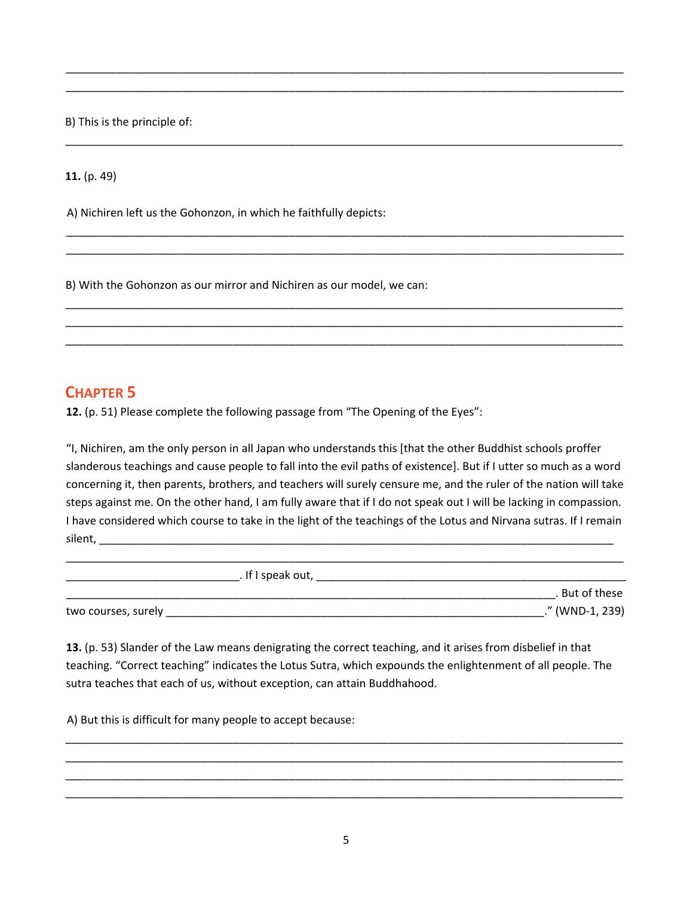\_\_\_\_\_\_\_\_\_\_\_\_\_\_\_\_\_\_\_\_\_\_\_\_\_\_\_\_\_\_\_\_\_\_\_\_\_\_\_\_\_\_\_\_\_\_\_\_\_\_\_\_\_\_\_\_\_\_\_\_\_\_\_\_\_\_\_\_\_\_\_\_\_\_\_\_\_\_\_\_

\_\_\_\_\_\_\_\_\_\_\_\_\_\_\_\_\_\_\_\_\_\_\_\_\_\_\_\_\_\_\_\_\_\_\_\_\_\_\_\_\_\_\_\_\_\_\_\_\_\_\_\_\_\_\_\_\_\_\_\_\_\_\_\_\_\_\_\_\_\_\_\_\_\_\_\_\_\_\_\_

B) This is the principle of:

\_\_\_\_\_\_\_\_\_\_\_\_\_\_\_\_\_\_\_\_\_\_\_\_\_\_\_\_\_\_\_\_\_\_\_\_\_\_\_\_\_\_\_\_\_\_\_\_\_\_\_\_\_\_\_\_\_\_\_\_\_\_\_\_\_\_\_\_\_\_\_\_\_\_\_\_\_\_\_\_

**11.** (p. 49)

A) Nichiren left us the Gohonzon, in which he faithfully depicts:

\_\_\_\_\_\_\_\_\_\_\_\_\_\_\_\_\_\_\_\_\_\_\_\_\_\_\_\_\_\_\_\_\_\_\_\_\_\_\_\_\_\_\_\_\_\_\_\_\_\_\_\_\_\_\_\_\_\_\_\_\_\_\_\_\_\_\_\_\_\_\_\_\_\_\_\_\_\_\_\_

\_\_\_\_\_\_\_\_\_\_\_\_\_\_\_\_\_\_\_\_\_\_\_\_\_\_\_\_\_\_\_\_\_\_\_\_\_\_\_\_\_\_\_\_\_\_\_\_\_\_\_\_\_\_\_\_\_\_\_\_\_\_\_\_\_\_\_\_\_\_\_\_\_\_\_\_\_\_\_\_

B) With the Gohonzon as our mirror and Nichiren as our model, we can:

\_\_\_\_\_\_\_\_\_\_\_\_\_\_\_\_\_\_\_\_\_\_\_\_\_\_\_\_\_\_\_\_\_\_\_\_\_\_\_\_\_\_\_\_\_\_\_\_\_\_\_\_\_\_\_\_\_\_\_\_\_\_\_\_\_\_\_\_\_\_\_\_\_\_\_\_\_\_\_\_

\_\_\_\_\_\_\_\_\_\_\_\_\_\_\_\_\_\_\_\_\_\_\_\_\_\_\_\_\_\_\_\_\_\_\_\_\_\_\_\_\_\_\_\_\_\_\_\_\_\_\_\_\_\_\_\_\_\_\_\_\_\_\_\_\_\_\_\_\_\_\_\_\_\_\_\_\_\_\_\_

\_\_\_\_\_\_\_\_\_\_\_\_\_\_\_\_\_\_\_\_\_\_\_\_\_\_\_\_\_\_\_\_\_\_\_\_\_\_\_\_\_\_\_\_\_\_\_\_\_\_\_\_\_\_\_\_\_\_\_\_\_\_\_\_\_\_\_\_\_\_\_\_\_\_\_\_\_\_\_\_

## CHAPTER 5

**12.** (p. 51) Please complete the following passage from "The Opening of the Eyes":

"I, Nichiren, am the only person in all Japan who understands this [that the other Buddhist schools proffer slanderous teachings and cause people to fall into the evil paths of existence]. But if I utter so much as a word concerning it, then parents, brothers, and teachers will surely censure me, and the ruler of the nation will take steps against me. On the other hand, I am fully aware that if I do not speak out I will be lacking in compassion. I have considered which course to take in the light of the teachings of the Lotus and Nirvana sutras. If I remain silent, \_\_\_\_\_\_\_\_\_\_\_\_\_\_\_\_\_\_\_\_\_\_\_\_\_\_\_\_\_\_\_\_\_\_\_\_\_\_\_\_\_\_\_\_\_\_\_\_\_\_\_\_\_\_\_\_\_\_\_\_\_\_\_\_\_\_\_\_\_

\_\_\_\_\_\_\_\_\_\_\_\_\_\_\_\_\_\_\_\_\_\_\_\_\_\_\_\_\_\_\_\_\_\_\_\_\_\_\_\_\_\_\_\_\_\_\_\_\_\_\_\_\_\_\_\_\_\_\_\_\_\_\_\_\_\_\_\_\_\_\_\_\_\_\_\_\_\_\_\_

\_\_\_\_\_\_\_\_\_\_\_\_\_\_\_\_\_\_\_\_\_\_\_\_\_\_\_. If I speak out, \_\_\_\_\_\_\_\_\_\_\_\_\_\_\_\_\_\_\_\_\_\_\_\_\_\_\_\_\_\_\_\_\_\_\_\_\_\_\_\_\_\_\_\_\_\_\_\_\_\_

\_\_\_\_\_\_\_\_\_\_\_\_\_\_\_\_\_\_\_\_\_\_\_\_\_\_\_\_\_\_\_\_\_\_\_\_\_\_\_\_\_\_\_\_\_\_\_\_\_\_\_\_\_\_\_\_\_\_\_\_\_\_\_\_\_\_\_\_\_\_\_\_\_\_\_\_\_\_. But of these two courses, surely \_\_\_\_\_\_\_\_\_\_\_\_\_\_\_\_\_\_\_\_\_\_\_\_\_\_\_\_\_\_\_\_\_\_\_\_\_\_\_\_\_\_\_\_\_\_\_\_\_\_\_\_\_\_\_\_\_\_\_\_\_\_." (WND-1, 239)

**13.** (p. 53) Slander of the Law means denigrating the correct teaching, and it arises from disbelief in that teaching. "Correct teaching" indicates the Lotus Sutra, which expounds the enlightenment of all people. The sutra teaches that each of us, without exception, can attain Buddhahood.

A) But this is difficult for many people to accept because:

\_\_\_\_\_\_\_\_\_\_\_\_\_\_\_\_\_\_\_\_\_\_\_\_\_\_\_\_\_\_\_\_\_\_\_\_\_\_\_\_\_\_\_\_\_\_\_\_\_\_\_\_\_\_\_\_\_\_\_\_\_\_\_\_\_\_\_\_\_\_\_\_\_\_\_\_\_\_\_\_

\_\_\_\_\_\_\_\_\_\_\_\_\_\_\_\_\_\_\_\_\_\_\_\_\_\_\_\_\_\_\_\_\_\_\_\_\_\_\_\_\_\_\_\_\_\_\_\_\_\_\_\_\_\_\_\_\_\_\_\_\_\_\_\_\_\_\_\_\_\_\_\_\_\_\_\_\_\_\_\_

\_\_\_\_\_\_\_\_\_\_\_\_\_\_\_\_\_\_\_\_\_\_\_\_\_\_\_\_\_\_\_\_\_\_\_\_\_\_\_\_\_\_\_\_\_\_\_\_\_\_\_\_\_\_\_\_\_\_\_\_\_\_\_\_\_\_\_\_\_\_\_\_\_\_\_\_\_\_\_\_

\_\_\_\_\_\_\_\_\_\_\_\_\_\_\_\_\_\_\_\_\_\_\_\_\_\_\_\_\_\_\_\_\_\_\_\_\_\_\_\_\_\_\_\_\_\_\_\_\_\_\_\_\_\_\_\_\_\_\_\_\_\_\_\_\_\_\_\_\_\_\_\_\_\_\_\_\_\_\_\_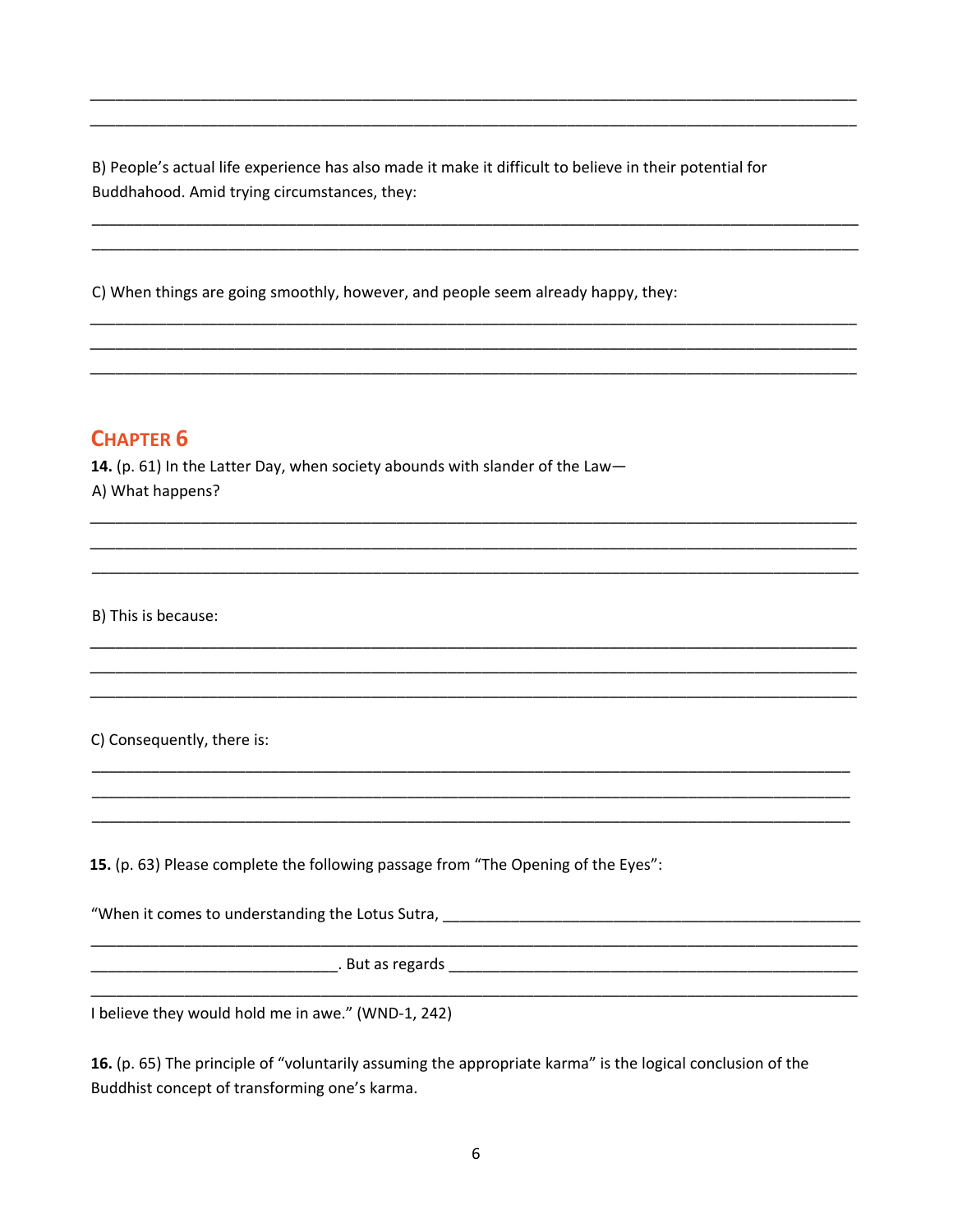______________________________________________________________________________________

______________________________________________________________________________________

B) People's actual life experience has also made it make it difficult to believe in their potential for Buddhahood. Amid trying circumstances, they:

______________________________________________________________________________________

______________________________________________________________________________________

C) When things are going smoothly, however, and people seem already happy, they:

______________________________________________________________________________________

______________________________________________________________________________________

______________________________________________________________________________________

## CHAPTER 6

**14.** (p. 61) In the Latter Day, when society abounds with slander of the Law—

A) What happens?

______________________________________________________________________________________

______________________________________________________________________________________

______________________________________________________________________________________

B) This is because:

______________________________________________________________________________________

______________________________________________________________________________________

______________________________________________________________________________________

C) Consequently, there is:

______________________________________________________________________________________

______________________________________________________________________________________

______________________________________________________________________________________

**15.** (p. 63) Please complete the following passage from "The Opening of the Eyes":

"When it comes to understanding the Lotus Sutra, ______________________________________________

______________________________________________________________________________________

_____________________________. But as regards ___________________________________________

______________________________________________________________________________________

I believe they would hold me in awe." (WND-1, 242)

**16.** (p. 65) The principle of "voluntarily assuming the appropriate karma" is the logical conclusion of the Buddhist concept of transforming one's karma.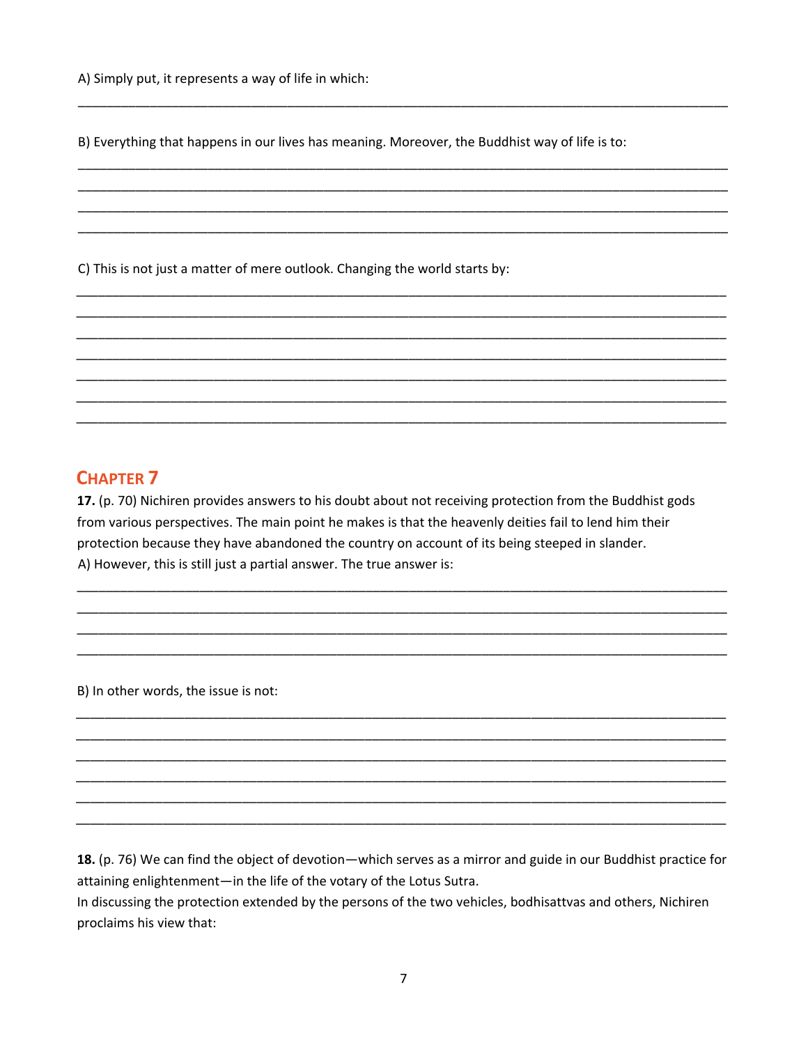A) Simply put, it represents a way of life in which:

_______________________________________________________________________________

B) Everything that happens in our lives has meaning. Moreover, the Buddhist way of life is to:

_______________________________________________________________________________
_______________________________________________________________________________
_______________________________________________________________________________
_______________________________________________________________________________

C) This is not just a matter of mere outlook. Changing the world starts by:

_______________________________________________________________________________
_______________________________________________________________________________
_______________________________________________________________________________
_______________________________________________________________________________
_______________________________________________________________________________
_______________________________________________________________________________
_______________________________________________________________________________

## CHAPTER 7

**17.** (p. 70) Nichiren provides answers to his doubt about not receiving protection from the Buddhist gods from various perspectives. The main point he makes is that the heavenly deities fail to lend him their protection because they have abandoned the country on account of its being steeped in slander.

A) However, this is still just a partial answer. The true answer is:

_______________________________________________________________________________
_______________________________________________________________________________
_______________________________________________________________________________
_______________________________________________________________________________

B) In other words, the issue is not:

_______________________________________________________________________________
_______________________________________________________________________________
_______________________________________________________________________________
_______________________________________________________________________________
_______________________________________________________________________________
_______________________________________________________________________________

**18.** (p. 76) We can find the object of devotion—which serves as a mirror and guide in our Buddhist practice for attaining enlightenment—in the life of the votary of the Lotus Sutra.

In discussing the protection extended by the persons of the two vehicles, bodhisattvas and others, Nichiren proclaims his view that: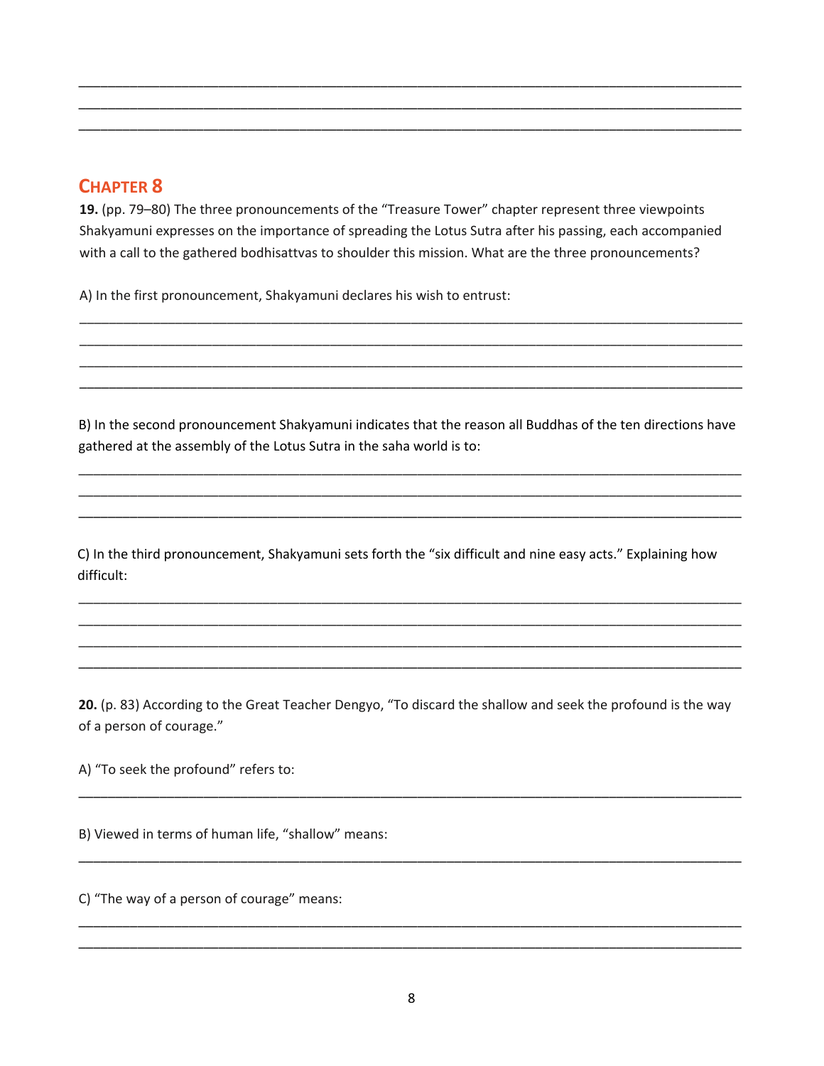## Chapter 8

**19.** (pp. 79–80) The three pronouncements of the "Treasure Tower" chapter represent three viewpoints Shakyamuni expresses on the importance of spreading the Lotus Sutra after his passing, each accompanied with a call to the gathered bodhisattvas to shoulder this mission. What are the three pronouncements?

A) In the first pronouncement, Shakyamuni declares his wish to entrust:

B) In the second pronouncement Shakyamuni indicates that the reason all Buddhas of the ten directions have gathered at the assembly of the Lotus Sutra in the saha world is to:

C) In the third pronouncement, Shakyamuni sets forth the "six difficult and nine easy acts." Explaining how difficult:

**20.** (p. 83) According to the Great Teacher Dengyo, "To discard the shallow and seek the profound is the way of a person of courage."

A) "To seek the profound" refers to:

B) Viewed in terms of human life, "shallow" means:

C) "The way of a person of courage" means: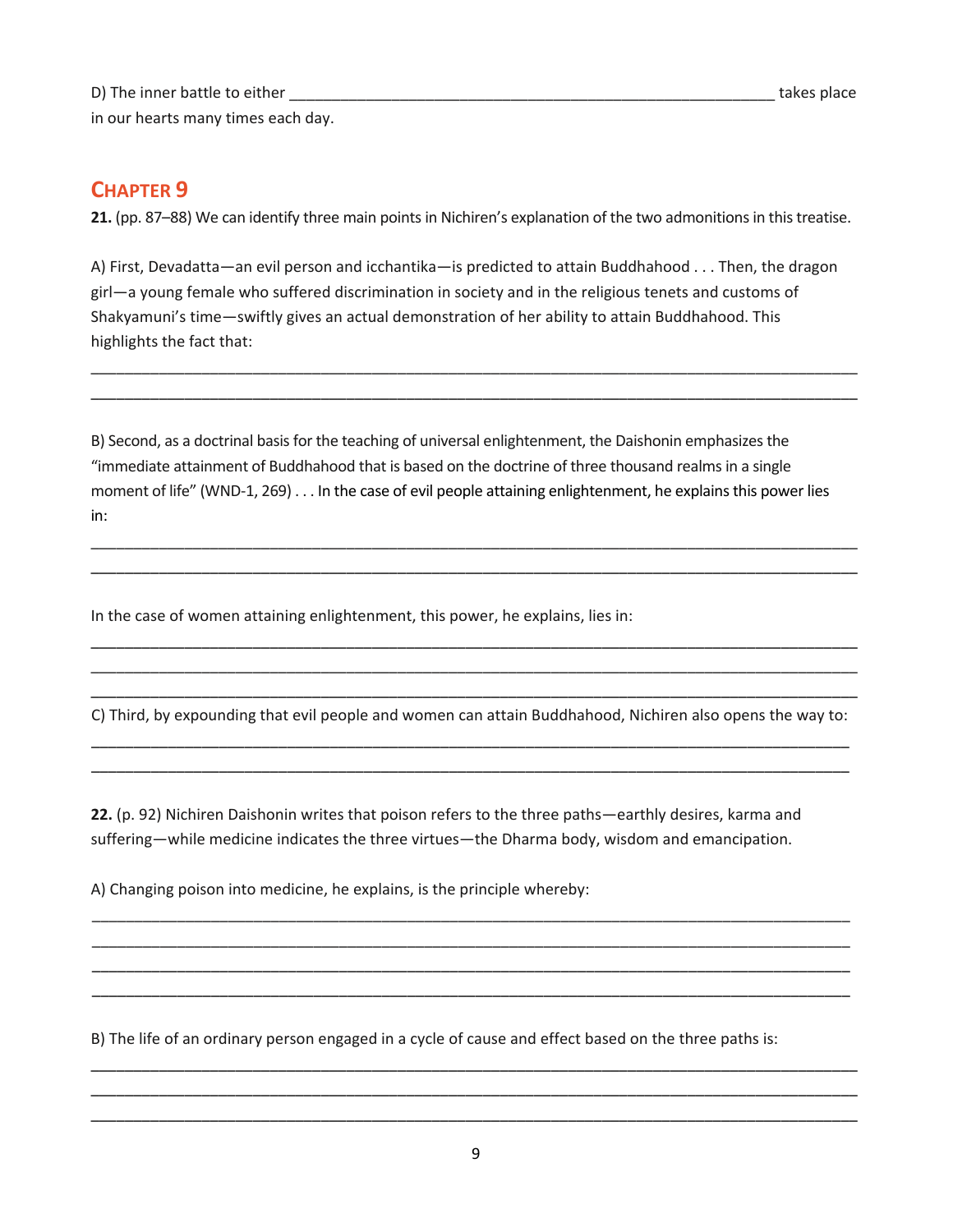D) The inner battle to either ____________________________________________________________ takes place in our hearts many times each day.

## CHAPTER 9

**21.** (pp. 87–88) We can identify three main points in Nichiren's explanation of the two admonitions in this treatise.

A) First, Devadatta—an evil person and icchantika—is predicted to attain Buddhahood . . . Then, the dragon girl—a young female who suffered discrimination in society and in the religious tenets and customs of Shakyamuni's time—swiftly gives an actual demonstration of her ability to attain Buddhahood. This highlights the fact that:

______________________________________________________________________________________________

______________________________________________________________________________________________

B) Second, as a doctrinal basis for the teaching of universal enlightenment, the Daishonin emphasizes the "immediate attainment of Buddhahood that is based on the doctrine of three thousand realms in a single moment of life" (WND-1, 269) . . . In the case of evil people attaining enlightenment, he explains this power lies in:

______________________________________________________________________________________________

______________________________________________________________________________________________

In the case of women attaining enlightenment, this power, he explains, lies in:

______________________________________________________________________________________________

______________________________________________________________________________________________

______________________________________________________________________________________________

C) Third, by expounding that evil people and women can attain Buddhahood, Nichiren also opens the way to:

______________________________________________________________________________________________

______________________________________________________________________________________________

**22.** (p. 92) Nichiren Daishonin writes that poison refers to the three paths—earthly desires, karma and suffering—while medicine indicates the three virtues—the Dharma body, wisdom and emancipation.

A) Changing poison into medicine, he explains, is the principle whereby:

______________________________________________________________________________________________

______________________________________________________________________________________________

______________________________________________________________________________________________

______________________________________________________________________________________________

B) The life of an ordinary person engaged in a cycle of cause and effect based on the three paths is:

______________________________________________________________________________________________

______________________________________________________________________________________________

______________________________________________________________________________________________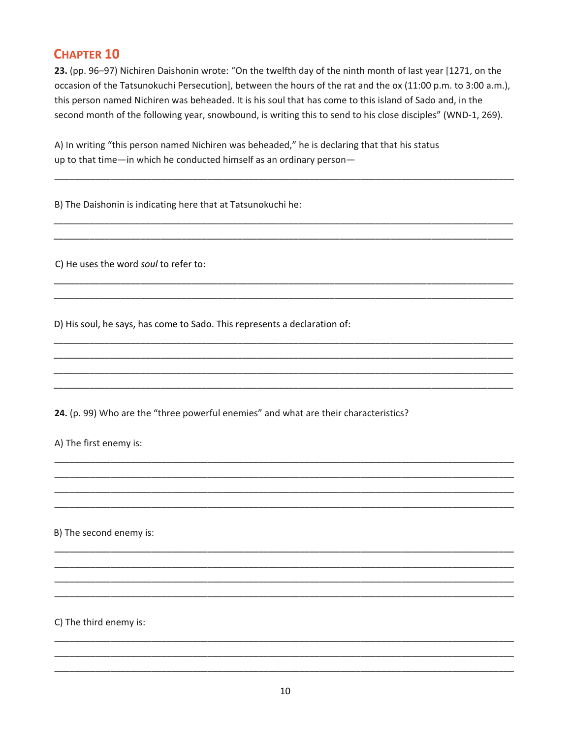## Chapter 10

**23.** (pp. 96–97) Nichiren Daishonin wrote: "On the twelfth day of the ninth month of last year [1271, on the occasion of the Tatsunokuchi Persecution], between the hours of the rat and the ox (11:00 p.m. to 3:00 a.m.), this person named Nichiren was beheaded. It is his soul that has come to this island of Sado and, in the second month of the following year, snowbound, is writing this to send to his close disciples" (WND-1, 269).

A) In writing "this person named Nichiren was beheaded," he is declaring that that his status up to that time—in which he conducted himself as an ordinary person—

______________________________________________________________________________

B) The Daishonin is indicating here that at Tatsunokuchi he:

______________________________________________________________________________

______________________________________________________________________________

C) He uses the word *soul* to refer to:

______________________________________________________________________________

______________________________________________________________________________

D) His soul, he says, has come to Sado. This represents a declaration of:

______________________________________________________________________________

______________________________________________________________________________

______________________________________________________________________________

______________________________________________________________________________

**24.** (p. 99) Who are the "three powerful enemies" and what are their characteristics?

A) The first enemy is:

______________________________________________________________________________

______________________________________________________________________________

______________________________________________________________________________

______________________________________________________________________________

B) The second enemy is:

______________________________________________________________________________

______________________________________________________________________________

______________________________________________________________________________

______________________________________________________________________________

C) The third enemy is:

______________________________________________________________________________

______________________________________________________________________________

______________________________________________________________________________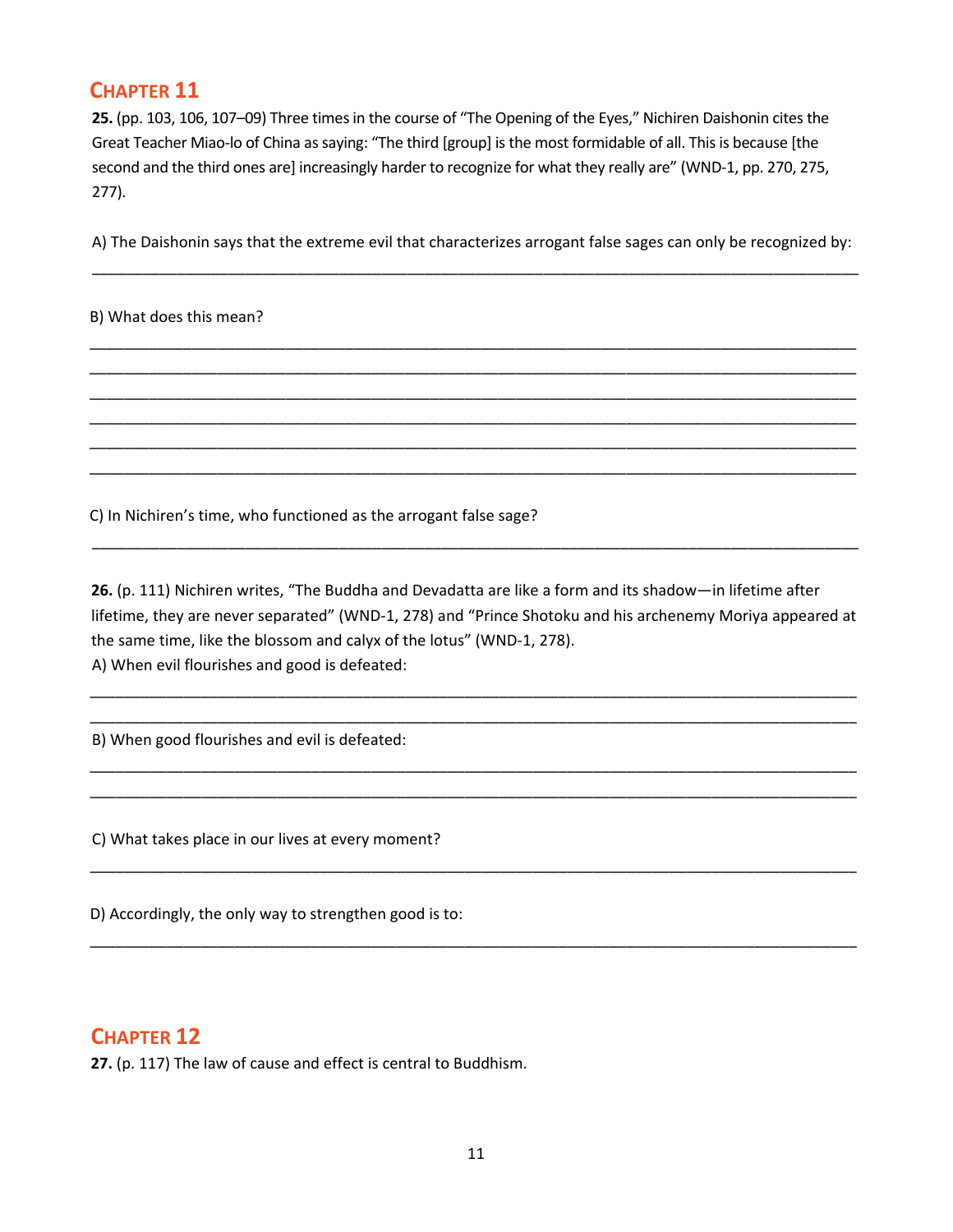## Chapter 11

**25.** (pp. 103, 106, 107–09) Three times in the course of "The Opening of the Eyes," Nichiren Daishonin cites the Great Teacher Miao-lo of China as saying: "The third [group] is the most formidable of all. This is because [the second and the third ones are] increasingly harder to recognize for what they really are" (WND-1, pp. 270, 275, 277).

A) The Daishonin says that the extreme evil that characterizes arrogant false sages can only be recognized by:

______________________________________________________________________________

B) What does this mean?

______________________________________________________________________________
______________________________________________________________________________
______________________________________________________________________________
______________________________________________________________________________
______________________________________________________________________________
______________________________________________________________________________

C) In Nichiren's time, who functioned as the arrogant false sage?

______________________________________________________________________________

**26.** (p. 111) Nichiren writes, "The Buddha and Devadatta are like a form and its shadow—in lifetime after lifetime, they are never separated" (WND-1, 278) and "Prince Shotoku and his archenemy Moriya appeared at the same time, like the blossom and calyx of the lotus" (WND-1, 278).

A) When evil flourishes and good is defeated:

______________________________________________________________________________
______________________________________________________________________________

B) When good flourishes and evil is defeated:

______________________________________________________________________________
______________________________________________________________________________

C) What takes place in our lives at every moment?

______________________________________________________________________________

D) Accordingly, the only way to strengthen good is to:

______________________________________________________________________________

## Chapter 12

**27.** (p. 117) The law of cause and effect is central to Buddhism.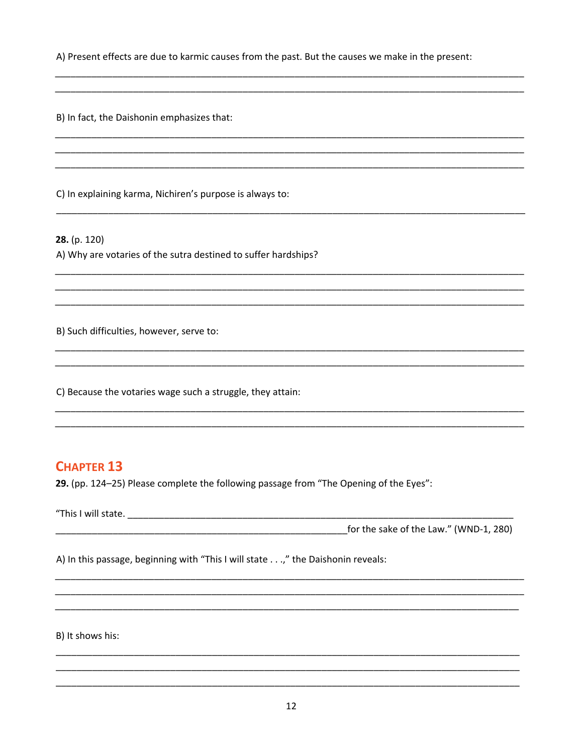A) Present effects are due to karmic causes from the past. But the causes we make in the present:

______________________________________________________________________________

______________________________________________________________________________

B) In fact, the Daishonin emphasizes that:

______________________________________________________________________________

______________________________________________________________________________

______________________________________________________________________________

C) In explaining karma, Nichiren's purpose is always to:

______________________________________________________________________________

**28.** (p. 120)

A) Why are votaries of the sutra destined to suffer hardships?

______________________________________________________________________________

______________________________________________________________________________

______________________________________________________________________________

B) Such difficulties, however, serve to:

______________________________________________________________________________

______________________________________________________________________________

C) Because the votaries wage such a struggle, they attain:

______________________________________________________________________________

______________________________________________________________________________

## CHAPTER 13

**29.** (pp. 124–25) Please complete the following passage from "The Opening of the Eyes":

"This I will state. ________________________________________________________________

__________________________________________________ for the sake of the Law." (WND-1, 280)

A) In this passage, beginning with "This I will state . . .," the Daishonin reveals:

______________________________________________________________________________

______________________________________________________________________________

______________________________________________________________________________

B) It shows his:

______________________________________________________________________________

______________________________________________________________________________

______________________________________________________________________________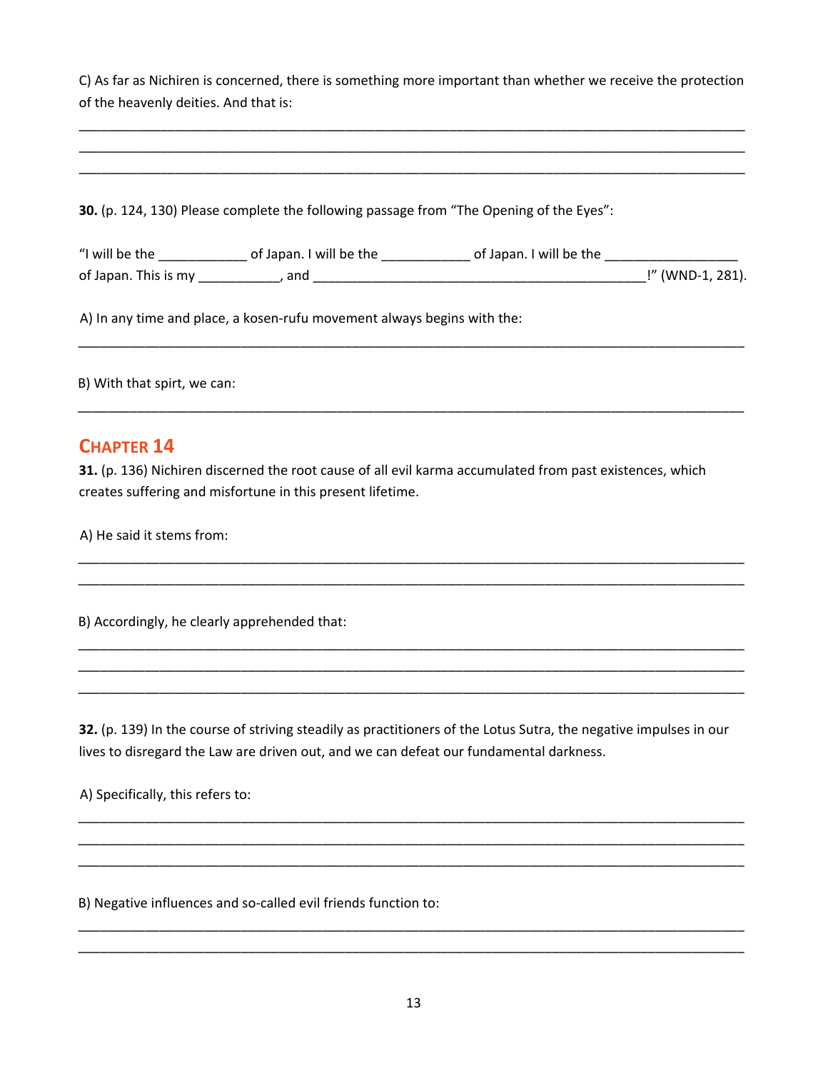C) As far as Nichiren is concerned, there is something more important than whether we receive the protection of the heavenly deities. And that is:

\_\_\_\_\_\_\_\_\_\_\_\_\_\_\_\_\_\_\_\_\_\_\_\_\_\_\_\_\_\_\_\_\_\_\_\_\_\_\_\_\_\_\_\_\_\_\_\_\_\_\_\_\_\_\_\_\_\_\_\_\_\_\_\_\_\_\_\_\_\_\_\_\_\_\_\_\_\_\_\_\_\_\_\_\_\_\_\_\_\_

\_\_\_\_\_\_\_\_\_\_\_\_\_\_\_\_\_\_\_\_\_\_\_\_\_\_\_\_\_\_\_\_\_\_\_\_\_\_\_\_\_\_\_\_\_\_\_\_\_\_\_\_\_\_\_\_\_\_\_\_\_\_\_\_\_\_\_\_\_\_\_\_\_\_\_\_\_\_\_\_\_\_\_\_\_\_\_\_\_\_

\_\_\_\_\_\_\_\_\_\_\_\_\_\_\_\_\_\_\_\_\_\_\_\_\_\_\_\_\_\_\_\_\_\_\_\_\_\_\_\_\_\_\_\_\_\_\_\_\_\_\_\_\_\_\_\_\_\_\_\_\_\_\_\_\_\_\_\_\_\_\_\_\_\_\_\_\_\_\_\_\_\_\_\_\_\_\_\_\_\_

**30.** (p. 124, 130) Please complete the following passage from "The Opening of the Eyes":

"I will be the \_\_\_\_\_\_\_\_\_\_\_\_ of Japan. I will be the \_\_\_\_\_\_\_\_\_\_\_\_ of Japan. I will be the \_\_\_\_\_\_\_\_\_\_\_\_\_\_\_\_\_\_ of Japan. This is my \_\_\_\_\_\_\_\_\_\_\_, and \_\_\_\_\_\_\_\_\_\_\_\_\_\_\_\_\_\_\_\_\_\_\_\_\_\_\_\_\_\_\_\_\_\_\_\_\_\_\_\_\_\_\_\_\_\_!" (WND-1, 281).

A) In any time and place, a kosen-rufu movement always begins with the:

\_\_\_\_\_\_\_\_\_\_\_\_\_\_\_\_\_\_\_\_\_\_\_\_\_\_\_\_\_\_\_\_\_\_\_\_\_\_\_\_\_\_\_\_\_\_\_\_\_\_\_\_\_\_\_\_\_\_\_\_\_\_\_\_\_\_\_\_\_\_\_\_\_\_\_\_\_\_\_\_\_\_\_\_\_\_\_\_\_\_

B) With that spirt, we can:

\_\_\_\_\_\_\_\_\_\_\_\_\_\_\_\_\_\_\_\_\_\_\_\_\_\_\_\_\_\_\_\_\_\_\_\_\_\_\_\_\_\_\_\_\_\_\_\_\_\_\_\_\_\_\_\_\_\_\_\_\_\_\_\_\_\_\_\_\_\_\_\_\_\_\_\_\_\_\_\_\_\_\_\_\_\_\_\_\_\_

## Chapter 14

**31.** (p. 136) Nichiren discerned the root cause of all evil karma accumulated from past existences, which creates suffering and misfortune in this present lifetime.

A) He said it stems from:

\_\_\_\_\_\_\_\_\_\_\_\_\_\_\_\_\_\_\_\_\_\_\_\_\_\_\_\_\_\_\_\_\_\_\_\_\_\_\_\_\_\_\_\_\_\_\_\_\_\_\_\_\_\_\_\_\_\_\_\_\_\_\_\_\_\_\_\_\_\_\_\_\_\_\_\_\_\_\_\_\_\_\_\_\_\_\_\_\_\_

\_\_\_\_\_\_\_\_\_\_\_\_\_\_\_\_\_\_\_\_\_\_\_\_\_\_\_\_\_\_\_\_\_\_\_\_\_\_\_\_\_\_\_\_\_\_\_\_\_\_\_\_\_\_\_\_\_\_\_\_\_\_\_\_\_\_\_\_\_\_\_\_\_\_\_\_\_\_\_\_\_\_\_\_\_\_\_\_\_\_

B) Accordingly, he clearly apprehended that:

\_\_\_\_\_\_\_\_\_\_\_\_\_\_\_\_\_\_\_\_\_\_\_\_\_\_\_\_\_\_\_\_\_\_\_\_\_\_\_\_\_\_\_\_\_\_\_\_\_\_\_\_\_\_\_\_\_\_\_\_\_\_\_\_\_\_\_\_\_\_\_\_\_\_\_\_\_\_\_\_\_\_\_\_\_\_\_\_\_\_

\_\_\_\_\_\_\_\_\_\_\_\_\_\_\_\_\_\_\_\_\_\_\_\_\_\_\_\_\_\_\_\_\_\_\_\_\_\_\_\_\_\_\_\_\_\_\_\_\_\_\_\_\_\_\_\_\_\_\_\_\_\_\_\_\_\_\_\_\_\_\_\_\_\_\_\_\_\_\_\_\_\_\_\_\_\_\_\_\_\_

\_\_\_\_\_\_\_\_\_\_\_\_\_\_\_\_\_\_\_\_\_\_\_\_\_\_\_\_\_\_\_\_\_\_\_\_\_\_\_\_\_\_\_\_\_\_\_\_\_\_\_\_\_\_\_\_\_\_\_\_\_\_\_\_\_\_\_\_\_\_\_\_\_\_\_\_\_\_\_\_\_\_\_\_\_\_\_\_\_\_

**32.** (p. 139) In the course of striving steadily as practitioners of the Lotus Sutra, the negative impulses in our lives to disregard the Law are driven out, and we can defeat our fundamental darkness.

A) Specifically, this refers to:

\_\_\_\_\_\_\_\_\_\_\_\_\_\_\_\_\_\_\_\_\_\_\_\_\_\_\_\_\_\_\_\_\_\_\_\_\_\_\_\_\_\_\_\_\_\_\_\_\_\_\_\_\_\_\_\_\_\_\_\_\_\_\_\_\_\_\_\_\_\_\_\_\_\_\_\_\_\_\_\_\_\_\_\_\_\_\_\_\_\_

\_\_\_\_\_\_\_\_\_\_\_\_\_\_\_\_\_\_\_\_\_\_\_\_\_\_\_\_\_\_\_\_\_\_\_\_\_\_\_\_\_\_\_\_\_\_\_\_\_\_\_\_\_\_\_\_\_\_\_\_\_\_\_\_\_\_\_\_\_\_\_\_\_\_\_\_\_\_\_\_\_\_\_\_\_\_\_\_\_\_

\_\_\_\_\_\_\_\_\_\_\_\_\_\_\_\_\_\_\_\_\_\_\_\_\_\_\_\_\_\_\_\_\_\_\_\_\_\_\_\_\_\_\_\_\_\_\_\_\_\_\_\_\_\_\_\_\_\_\_\_\_\_\_\_\_\_\_\_\_\_\_\_\_\_\_\_\_\_\_\_\_\_\_\_\_\_\_\_\_\_

B) Negative influences and so-called evil friends function to:

\_\_\_\_\_\_\_\_\_\_\_\_\_\_\_\_\_\_\_\_\_\_\_\_\_\_\_\_\_\_\_\_\_\_\_\_\_\_\_\_\_\_\_\_\_\_\_\_\_\_\_\_\_\_\_\_\_\_\_\_\_\_\_\_\_\_\_\_\_\_\_\_\_\_\_\_\_\_\_\_\_\_\_\_\_\_\_\_\_\_

\_\_\_\_\_\_\_\_\_\_\_\_\_\_\_\_\_\_\_\_\_\_\_\_\_\_\_\_\_\_\_\_\_\_\_\_\_\_\_\_\_\_\_\_\_\_\_\_\_\_\_\_\_\_\_\_\_\_\_\_\_\_\_\_\_\_\_\_\_\_\_\_\_\_\_\_\_\_\_\_\_\_\_\_\_\_\_\_\_\_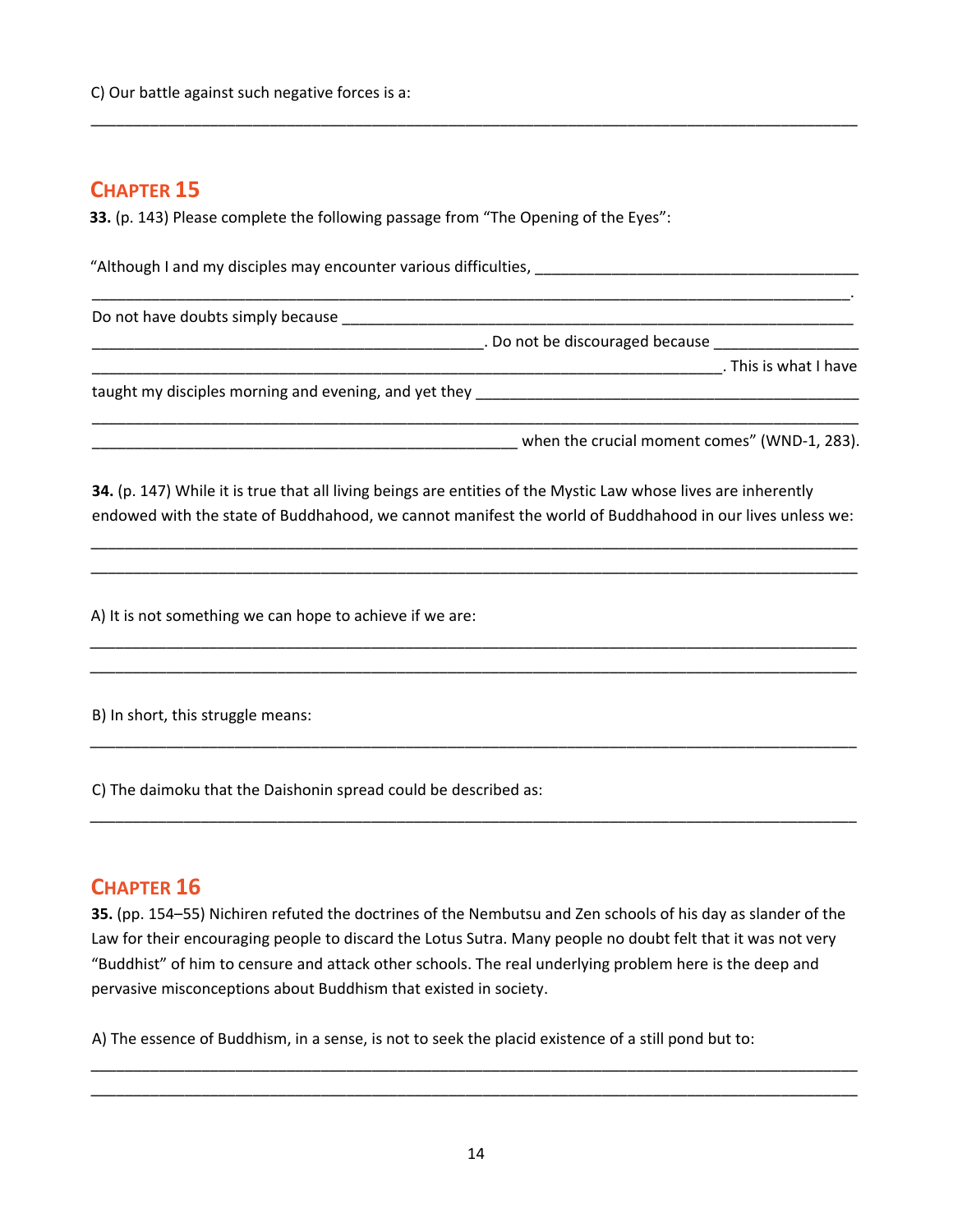C) Our battle against such negative forces is a:

______________________________________________________________________________

## Chapter 15

**33.** (p. 143) Please complete the following passage from “The Opening of the Eyes”:

“Although I and my disciples may encounter various difficulties, ______________________________
______________________________________________________________________________.
Do not have doubts simply because ______________________________________________________
____________________________________. Do not be discouraged because ______________
____________________________________________________________. This is what I have
taught my disciples morning and evening, and yet they ____________________________________
______________________________________________________________________________
__________________________________________ when the crucial moment comes” (WND-1, 283).

**34.** (p. 147) While it is true that all living beings are entities of the Mystic Law whose lives are inherently endowed with the state of Buddhahood, we cannot manifest the world of Buddhahood in our lives unless we:

______________________________________________________________________________
______________________________________________________________________________

A) It is not something we can hope to achieve if we are:

______________________________________________________________________________
______________________________________________________________________________

B) In short, this struggle means:

______________________________________________________________________________

C) The daimoku that the Daishonin spread could be described as:

______________________________________________________________________________

## Chapter 16

**35.** (pp. 154–55) Nichiren refuted the doctrines of the Nembutsu and Zen schools of his day as slander of the Law for their encouraging people to discard the Lotus Sutra. Many people no doubt felt that it was not very “Buddhist” of him to censure and attack other schools. The real underlying problem here is the deep and pervasive misconceptions about Buddhism that existed in society.

A) The essence of Buddhism, in a sense, is not to seek the placid existence of a still pond but to:

______________________________________________________________________________
______________________________________________________________________________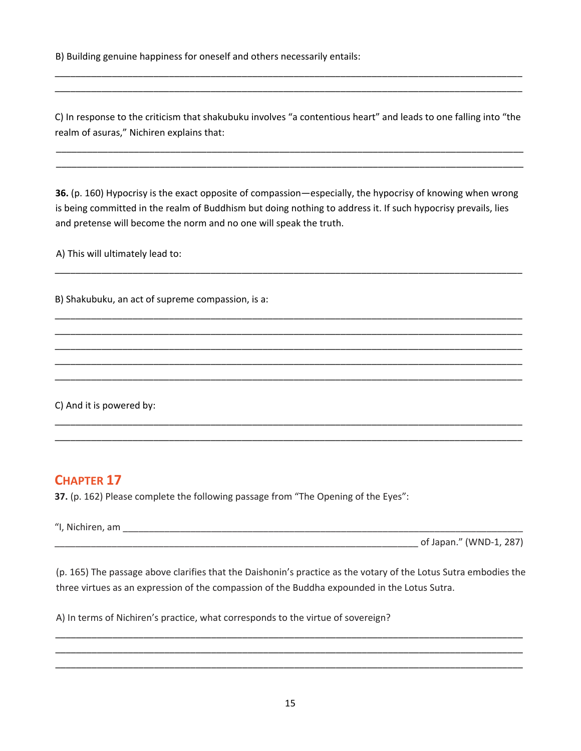B) Building genuine happiness for oneself and others necessarily entails:

______________________________________________________________________________________
______________________________________________________________________________________

C) In response to the criticism that shakubuku involves "a contentious heart" and leads to one falling into "the realm of asuras," Nichiren explains that:

______________________________________________________________________________________
______________________________________________________________________________________

**36.** (p. 160) Hypocrisy is the exact opposite of compassion—especially, the hypocrisy of knowing when wrong is being committed in the realm of Buddhism but doing nothing to address it. If such hypocrisy prevails, lies and pretense will become the norm and no one will speak the truth.

A) This will ultimately lead to:

______________________________________________________________________________________

B) Shakubuku, an act of supreme compassion, is a:

______________________________________________________________________________________
______________________________________________________________________________________
______________________________________________________________________________________
______________________________________________________________________________________
______________________________________________________________________________________

C) And it is powered by:

______________________________________________________________________________________
______________________________________________________________________________________

## Chapter 17

**37.** (p. 162) Please complete the following passage from "The Opening of the Eyes":

"I, Nichiren, am ______________________________________________________________________
__________________________________________________________________ of Japan." (WND-1, 287)

(p. 165) The passage above clarifies that the Daishonin's practice as the votary of the Lotus Sutra embodies the three virtues as an expression of the compassion of the Buddha expounded in the Lotus Sutra.

A) In terms of Nichiren's practice, what corresponds to the virtue of sovereign?

______________________________________________________________________________________
______________________________________________________________________________________
______________________________________________________________________________________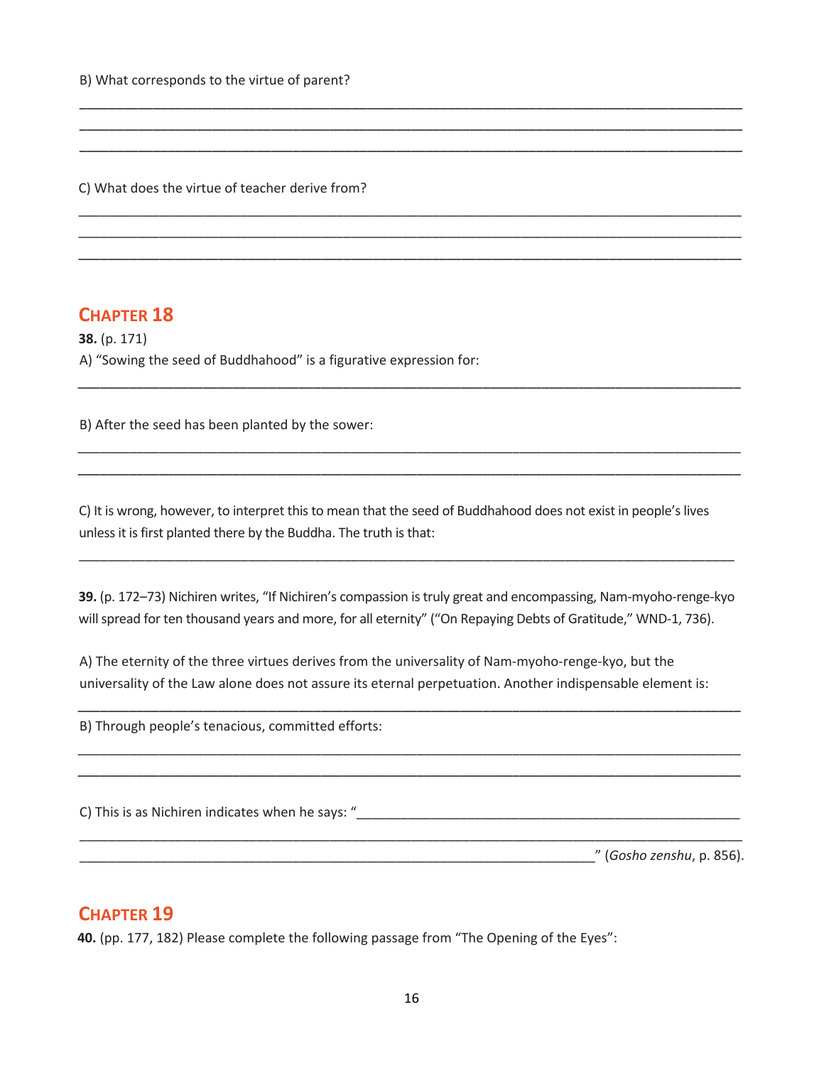B) What corresponds to the virtue of parent?

___________________________________________________________________________________
___________________________________________________________________________________
___________________________________________________________________________________

C) What does the virtue of teacher derive from?

___________________________________________________________________________________
___________________________________________________________________________________
___________________________________________________________________________________

## CHAPTER 18

**38.** (p. 171)

A) "Sowing the seed of Buddhahood" is a figurative expression for:

___________________________________________________________________________________

B) After the seed has been planted by the sower:

___________________________________________________________________________________
___________________________________________________________________________________

C) It is wrong, however, to interpret this to mean that the seed of Buddhahood does not exist in people's lives unless it is first planted there by the Buddha. The truth is that:

___________________________________________________________________________________

**39.** (p. 172–73) Nichiren writes, "If Nichiren's compassion is truly great and encompassing, Nam-myoho-renge-kyo will spread for ten thousand years and more, for all eternity" ("On Repaying Debts of Gratitude," WND-1, 736).

A) The eternity of the three virtues derives from the universality of Nam-myoho-renge-kyo, but the universality of the Law alone does not assure its eternal perpetuation. Another indispensable element is:

___________________________________________________________________________________

B) Through people's tenacious, committed efforts:

___________________________________________________________________________________
___________________________________________________________________________________

C) This is as Nichiren indicates when he says: "_______________________________________________
___________________________________________________________________________________
___________________________________________________________________" (*Gosho zenshu*, p. 856).

## CHAPTER 19

**40.** (pp. 177, 182) Please complete the following passage from "The Opening of the Eyes":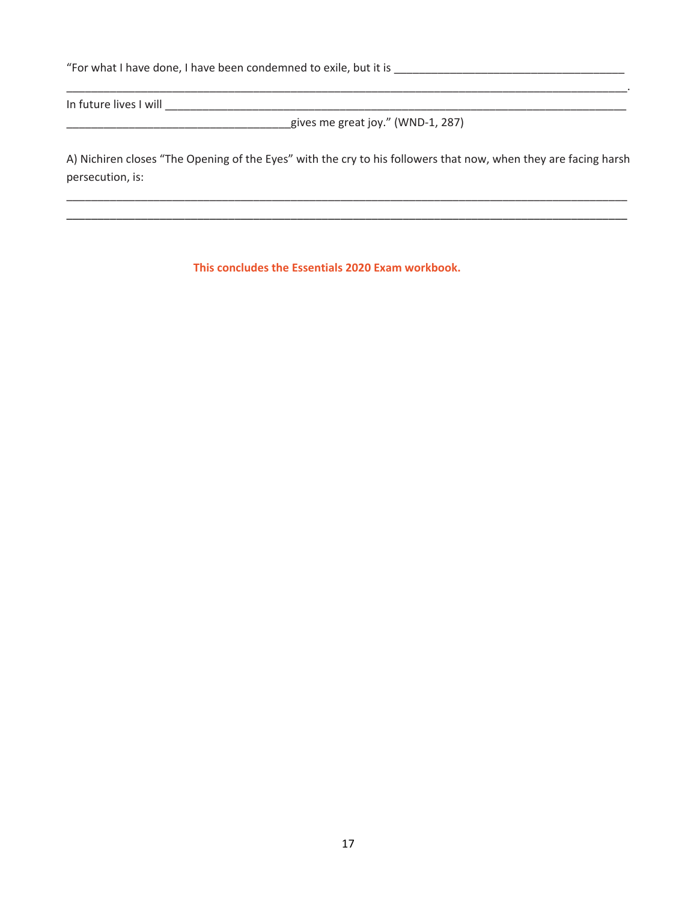"For what I have done, I have been condemned to exile, but it is ____________________________________

_____________________________________________________________________________________________.

In future lives I will ___________________________________________________________________________

____________________________________gives me great joy." (WND-1, 287)

A) Nichiren closes "The Opening of the Eyes" with the cry to his followers that now, when they are facing harsh persecution, is:

_____________________________________________________________________________________________

_____________________________________________________________________________________________

**This concludes the Essentials 2020 Exam workbook.**